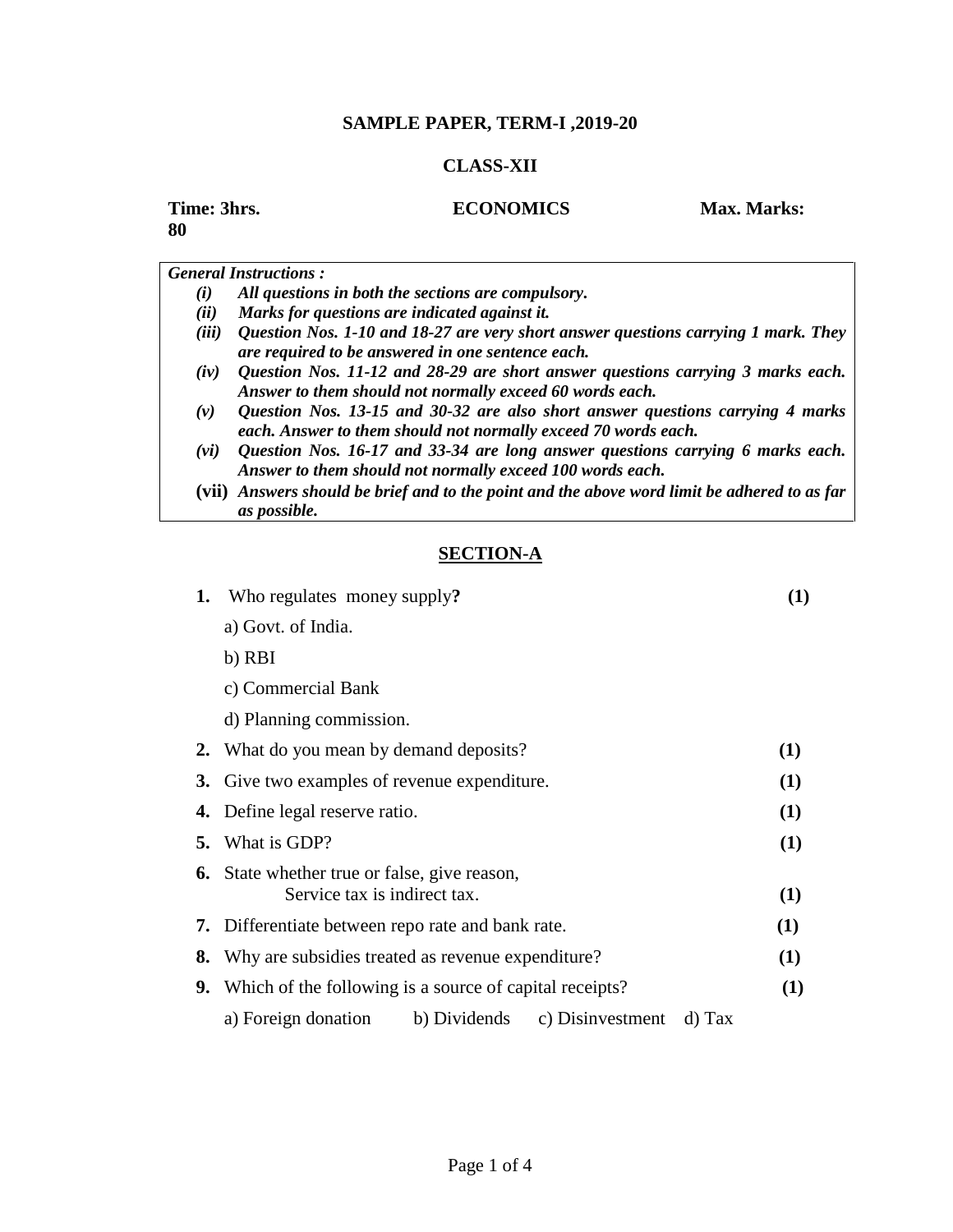**SAMPLE PAPER, TERM-I ,2019-20**

**CLASS-XII**

**Time: 3hrs.** **ECONOMICS** **Max. Marks: 80**

***General Instructions :***

- *(i)* ***All questions in both the sections are compulsory.***
- *(ii)* ***Marks for questions are indicated against it.***
- *(iii)* ***Question Nos. 1-10 and 18-27 are very short answer questions carrying 1 mark. They are required to be answered in one sentence each.***
- *(iv)* ***Question Nos. 11-12 and 28-29 are short answer questions carrying 3 marks each. Answer to them should not normally exceed 60 words each.***
- *(v)* ***Question Nos. 13-15 and 30-32 are also short answer questions carrying 4 marks each. Answer to them should not normally exceed 70 words each.***
- *(vi)* ***Question Nos. 16-17 and 33-34 are long answer questions carrying 6 marks each. Answer to them should not normally exceed 100 words each.***
- **(vii)** ***Answers should be brief and to the point and the above word limit be adhered to as far as possible.***

## SECTION-A

**1.** Who regulates money supply**?** **(1)**

a) Govt. of India.

b) RBI

c) Commercial Bank

d) Planning commission.

**2.** What do you mean by demand deposits? **(1)**

**3.** Give two examples of revenue expenditure. **(1)**

**4.** Define legal reserve ratio. **(1)**

**5.** What is GDP? **(1)**

**6.** State whether true or false, give reason,
Service tax is indirect tax. **(1)**

**7.** Differentiate between repo rate and bank rate. **(1)**

**8.** Why are subsidies treated as revenue expenditure? **(1)**

**9.** Which of the following is a source of capital receipts? **(1)**

a) Foreign donation b) Dividends c) Disinvestment d) Tax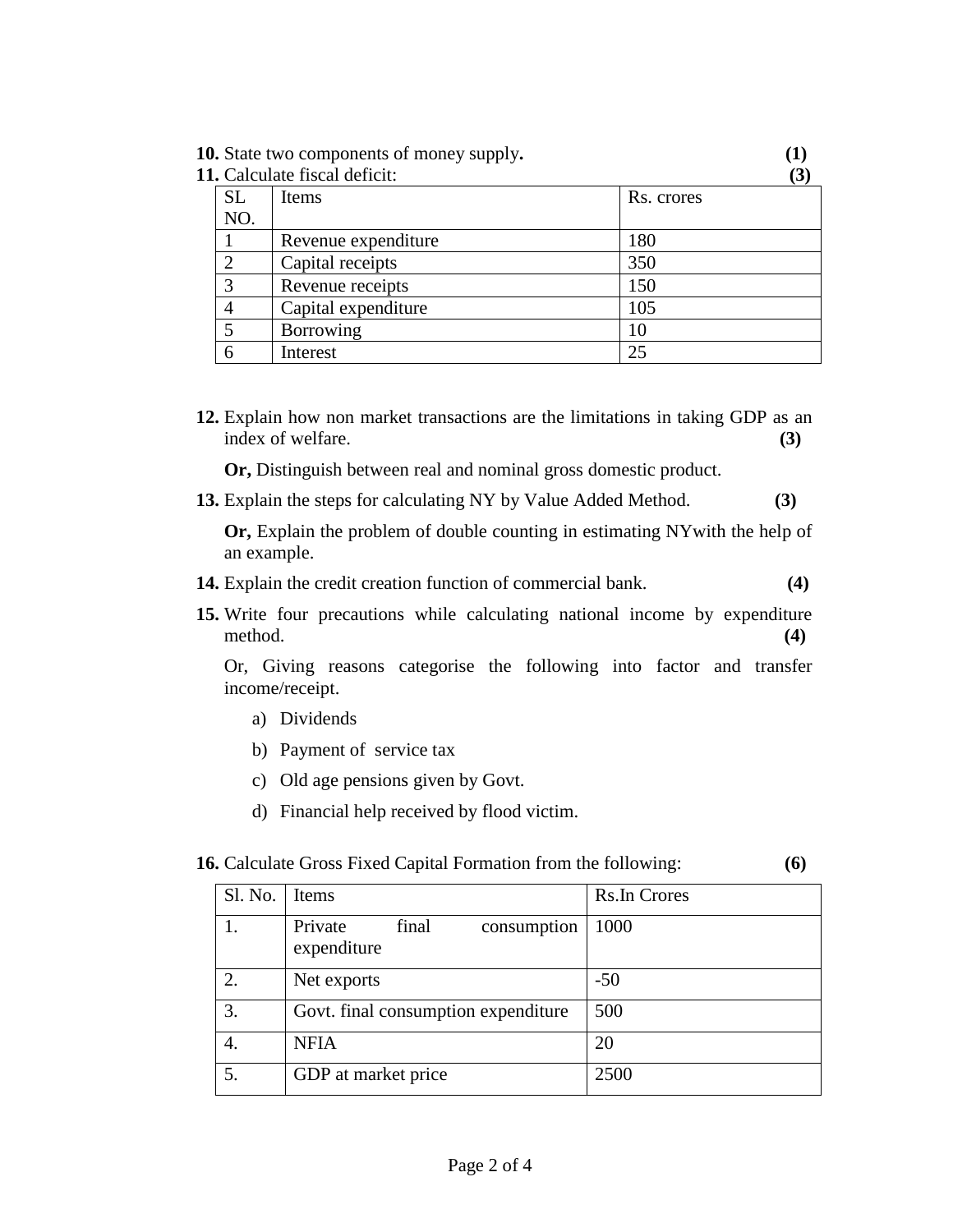**10.** State two components of money supply**.** **(1)**

**11.** Calculate fiscal deficit: **(3)**

| SL NO. | Items | Rs. crores |
|---|---|---|
| 1 | Revenue expenditure | 180 |
| 2 | Capital receipts | 350 |
| 3 | Revenue receipts | 150 |
| 4 | Capital expenditure | 105 |
| 5 | Borrowing | 10 |
| 6 | Interest | 25 |

**12.** Explain how non market transactions are the limitations in taking GDP as an index of welfare. **(3)**

**Or,** Distinguish between real and nominal gross domestic product.

**13.** Explain the steps for calculating NY by Value Added Method. **(3)**

**Or,** Explain the problem of double counting in estimating NYwith the help of an example.

**14.** Explain the credit creation function of commercial bank. **(4)**

**15.** Write four precautions while calculating national income by expenditure method. **(4)**

Or, Giving reasons categorise the following into factor and transfer income/receipt.

a) Dividends

b) Payment of service tax

c) Old age pensions given by Govt.

d) Financial help received by flood victim.

**16.** Calculate Gross Fixed Capital Formation from the following: **(6)**

| Sl. No. | Items | Rs.In Crores |
|---|---|---|
| 1. | Private final consumption expenditure | 1000 |
| 2. | Net exports | -50 |
| 3. | Govt. final consumption expenditure | 500 |
| 4. | NFIA | 20 |
| 5. | GDP at market price | 2500 |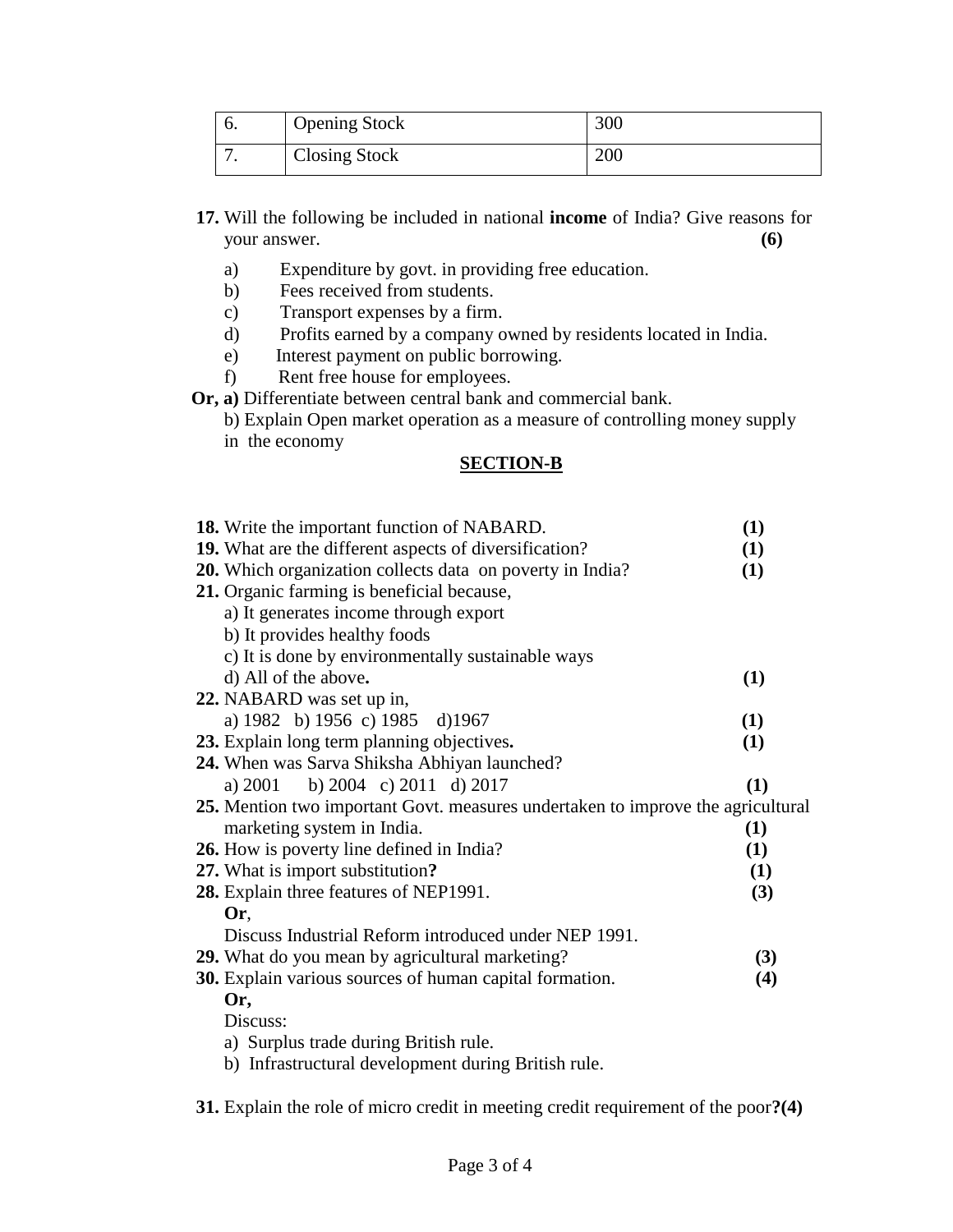| 6. | Opening Stock | 300 |
|---|---|---|
| 7. | Closing Stock | 200 |

**17.** Will the following be included in national **income** of India? Give reasons for your answer. **(6)**

a) Expenditure by govt. in providing free education.
b) Fees received from students.
c) Transport expenses by a firm.
d) Profits earned by a company owned by residents located in India.
e) Interest payment on public borrowing.
f) Rent free house for employees.

**Or, a)** Differentiate between central bank and commercial bank.

b) Explain Open market operation as a measure of controlling money supply in the economy

## SECTION-B

**18.** Write the important function of NABARD. **(1)**

**19.** What are the different aspects of diversification? **(1)**

**20.** Which organization collects data on poverty in India? **(1)**

**21.** Organic farming is beneficial because,

a) It generates income through export
b) It provides healthy foods
c) It is done by environmentally sustainable ways
d) All of the above. **(1)**

**22.** NABARD was set up in,

a) 1982 b) 1956 c) 1985 d)1967 **(1)**

**23.** Explain long term planning objectives. **(1)**

**24.** When was Sarva Shiksha Abhiyan launched?

a) 2001 b) 2004 c) 2011 d) 2017 **(1)**

**25.** Mention two important Govt. measures undertaken to improve the agricultural marketing system in India. **(1)**

**26.** How is poverty line defined in India? **(1)**

**27.** What is import substitution**?** **(1)**

**28.** Explain three features of NEP1991. **(3)**

**Or**,

Discuss Industrial Reform introduced under NEP 1991.

**29.** What do you mean by agricultural marketing? **(3)**

**30.** Explain various sources of human capital formation. **(4)**

**Or,**

Discuss:

a) Surplus trade during British rule.
b) Infrastructural development during British rule.

**31.** Explain the role of micro credit in meeting credit requirement of the poor**?(4)**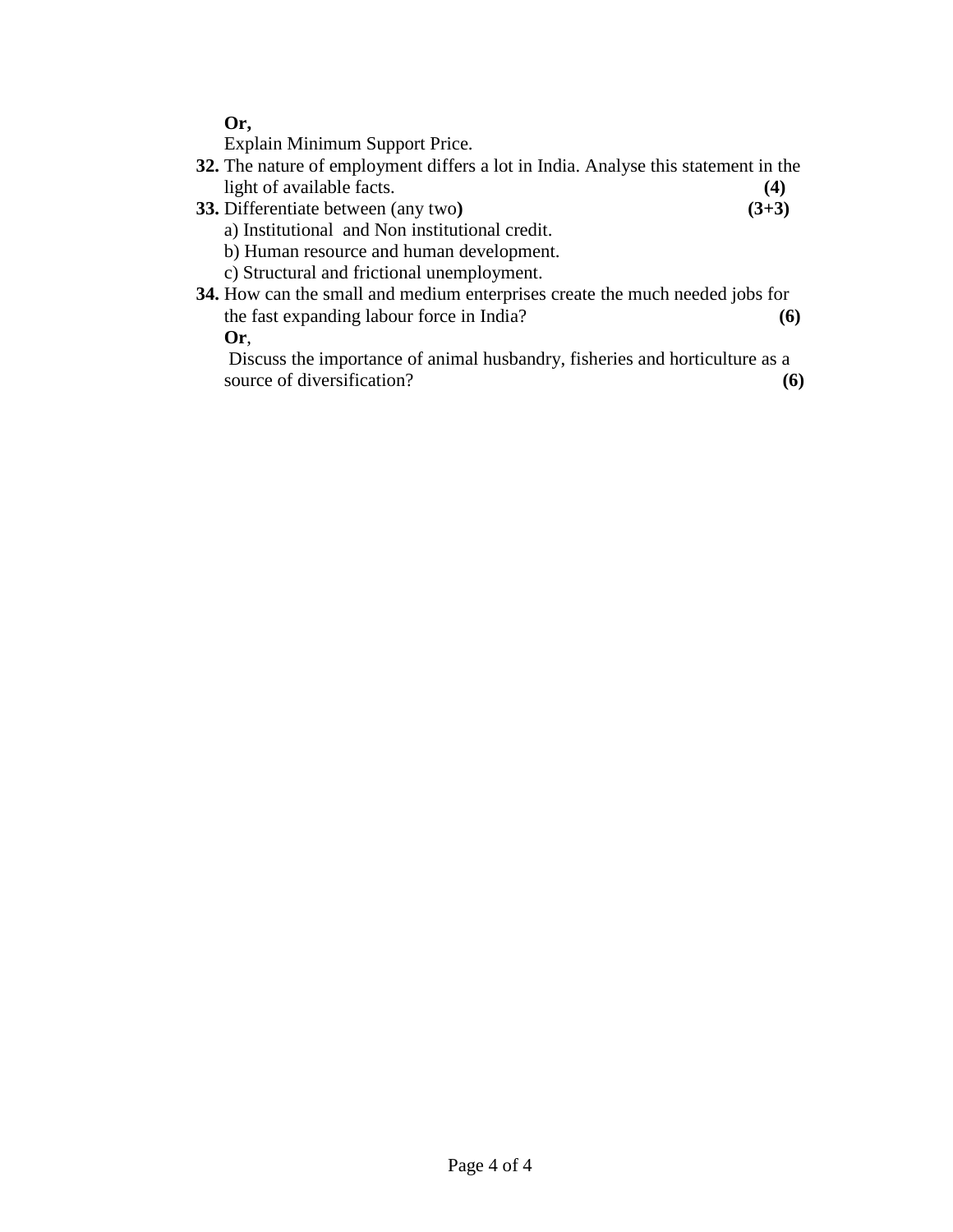**Or,**

Explain Minimum Support Price.

**32.** The nature of employment differs a lot in India. Analyse this statement in the light of available facts. **(4)**

**33.** Differentiate between (any two**)** **(3+3)**

a) Institutional and Non institutional credit.

b) Human resource and human development.

c) Structural and frictional unemployment.

**34.** How can the small and medium enterprises create the much needed jobs for the fast expanding labour force in India? **(6)**

**Or**,

Discuss the importance of animal husbandry, fisheries and horticulture as a source of diversification? **(6)**